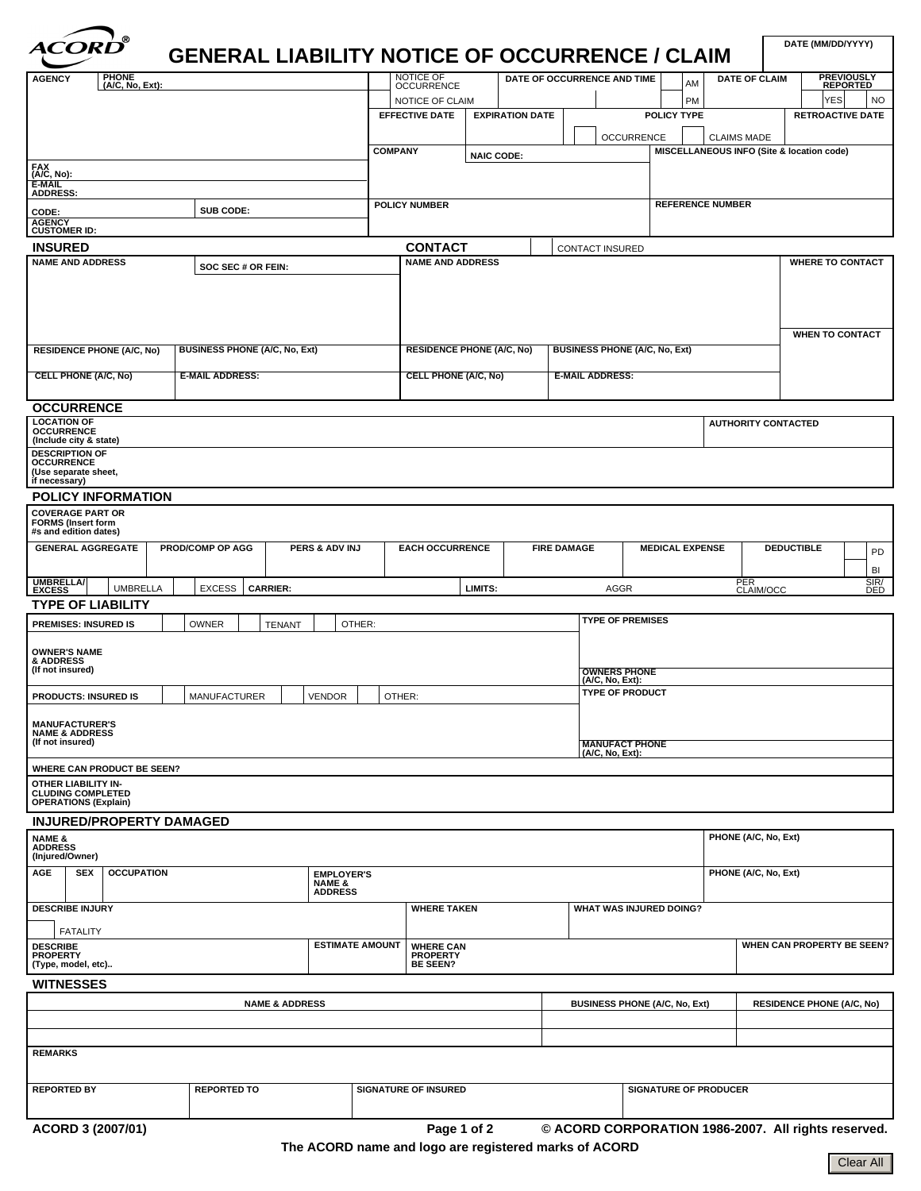ACORD®

# GENERAL LIABILITY NOTICE OF OCCURRENCE / CLAIM

| DATE (MM/DD/YYYY) |
|---|
| |

| AGENCY | PHONE (A/C, No, Ext): | | NOTICE OF OCCURRENCE | DATE OF OCCURRENCE AND TIME | AM | DATE OF CLAIM | PREVIOUSLY REPORTED |
|---|---|---|---|---|---|---|---|
| | | | NOTICE OF CLAIM | | PM | | YES / NO |
| | | | EFFECTIVE DATE | EXPIRATION DATE | POLICY TYPE: OCCURRENCE / CLAIMS MADE | | RETROACTIVE DATE |
| FAX (A/C, No): | | | COMPANY | NAIC CODE: | MISCELLANEOUS INFO (Site & location code) | | |
| E-MAIL ADDRESS: | | | | | | | |
| CODE: | SUB CODE: | | POLICY NUMBER | | REFERENCE NUMBER | | |
| AGENCY CUSTOMER ID: | | | | | | | |

## INSURED

| NAME AND ADDRESS | SOC SEC # OR FEIN: |
|---|---|
| RESIDENCE PHONE (A/C, No) | BUSINESS PHONE (A/C, No, Ext) |
| CELL PHONE (A/C, No) | E-MAIL ADDRESS: |

## CONTACT

CONTACT INSURED

| NAME AND ADDRESS | | WHERE TO CONTACT |
|---|---|---|
| | | WHEN TO CONTACT |
| RESIDENCE PHONE (A/C, No) | BUSINESS PHONE (A/C, No, Ext) | |
| CELL PHONE (A/C, No) | E-MAIL ADDRESS: | |

## OCCURRENCE

| LOCATION OF OCCURRENCE (Include city & state) | | AUTHORITY CONTACTED |
|---|---|---|
| DESCRIPTION OF OCCURRENCE (Use separate sheet, if necessary) | | |

## POLICY INFORMATION

COVERAGE PART OR FORMS (Insert form #s and edition dates)

| GENERAL AGGREGATE | PROD/COMP OP AGG | PERS & ADV INJ | EACH OCCURRENCE | FIRE DAMAGE | MEDICAL EXPENSE | DEDUCTIBLE | PD / BI |
|---|---|---|---|---|---|---|---|
| | | | | | | | |

| UMBRELLA/ EXCESS | UMBRELLA | EXCESS | CARRIER: | LIMITS: | AGGR | PER CLAIM/OCC | SIR/ DED |
|---|---|---|---|---|---|---|---|

## TYPE OF LIABILITY

| PREMISES: INSURED IS | OWNER | TENANT | OTHER: | TYPE OF PREMISES |
|---|---|---|---|---|
| OWNER'S NAME & ADDRESS (If not insured) | | | | OWNERS PHONE (A/C, No, Ext): |
| PRODUCTS: INSURED IS | MANUFACTURER | VENDOR | OTHER: | TYPE OF PRODUCT |
| MANUFACTURER'S NAME & ADDRESS (If not insured) | | | | MANUFACT PHONE (A/C, No, Ext): |
| WHERE CAN PRODUCT BE SEEN? | | | | |
| OTHER LIABILITY INCLUDING COMPLETED OPERATIONS (Explain) | | | | |

## INJURED/PROPERTY DAMAGED

| NAME & ADDRESS (Injured/Owner) | | | | | PHONE (A/C, No, Ext) |
|---|---|---|---|---|---|
| AGE | SEX | OCCUPATION | EMPLOYER'S NAME & ADDRESS | | PHONE (A/C, No, Ext) |
| DESCRIBE INJURY / FATALITY | | | WHERE TAKEN | WHAT WAS INJURED DOING? | |
| DESCRIBE PROPERTY (Type, model, etc).. | | ESTIMATE AMOUNT | WHERE CAN PROPERTY BE SEEN? | | WHEN CAN PROPERTY BE SEEN? |

## WITNESSES

| NAME & ADDRESS | BUSINESS PHONE (A/C, No, Ext) | RESIDENCE PHONE (A/C, No) |
|---|---|---|
| | | |
| | | |

REMARKS

| REPORTED BY | REPORTED TO | SIGNATURE OF INSURED | SIGNATURE OF PRODUCER |
|---|---|---|---|
| | | | |

ACORD 3 (2007/01) © ACORD CORPORATION 1986-2007. All rights reserved.

The ACORD name and logo are registered marks of ACORD

Clear All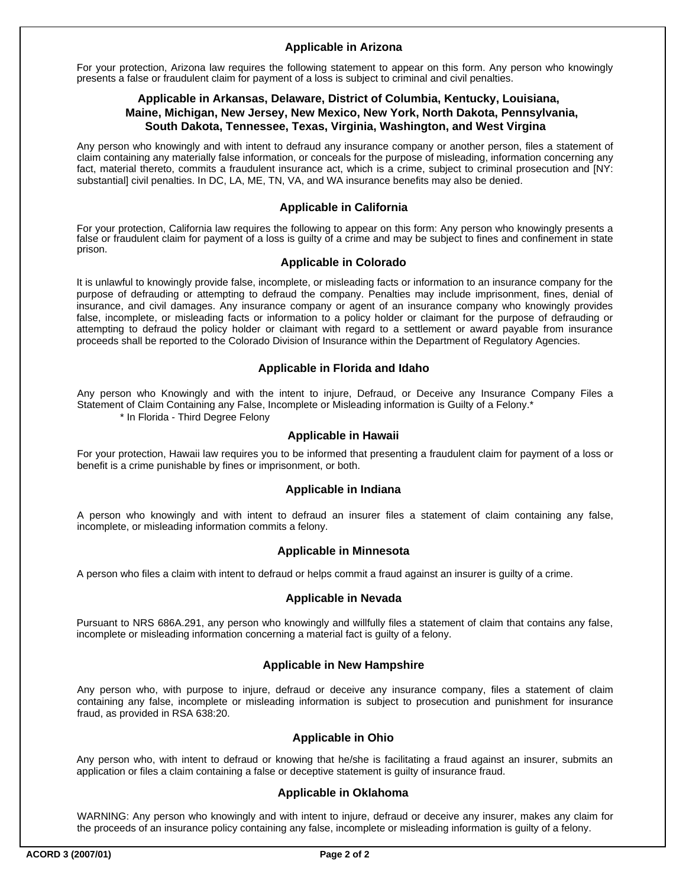### Applicable in Arizona

For your protection, Arizona law requires the following statement to appear on this form. Any person who knowingly presents a false or fraudulent claim for payment of a loss is subject to criminal and civil penalties.

### Applicable in Arkansas, Delaware, District of Columbia, Kentucky, Louisiana, Maine, Michigan, New Jersey, New Mexico, New York, North Dakota, Pennsylvania, South Dakota, Tennessee, Texas, Virginia, Washington, and West Virgina

Any person who knowingly and with intent to defraud any insurance company or another person, files a statement of claim containing any materially false information, or conceals for the purpose of misleading, information concerning any fact, material thereto, commits a fraudulent insurance act, which is a crime, subject to criminal prosecution and [NY: substantial] civil penalties. In DC, LA, ME, TN, VA, and WA insurance benefits may also be denied.

### Applicable in California

For your protection, California law requires the following to appear on this form: Any person who knowingly presents a false or fraudulent claim for payment of a loss is guilty of a crime and may be subject to fines and confinement in state prison.

### Applicable in Colorado

It is unlawful to knowingly provide false, incomplete, or misleading facts or information to an insurance company for the purpose of defrauding or attempting to defraud the company. Penalties may include imprisonment, fines, denial of insurance, and civil damages. Any insurance company or agent of an insurance company who knowingly provides false, incomplete, or misleading facts or information to a policy holder or claimant for the purpose of defrauding or attempting to defraud the policy holder or claimant with regard to a settlement or award payable from insurance proceeds shall be reported to the Colorado Division of Insurance within the Department of Regulatory Agencies.

### Applicable in Florida and Idaho

Any person who Knowingly and with the intent to injure, Defraud, or Deceive any Insurance Company Files a Statement of Claim Containing any False, Incomplete or Misleading information is Guilty of a Felony.*

\* In Florida - Third Degree Felony

### Applicable in Hawaii

For your protection, Hawaii law requires you to be informed that presenting a fraudulent claim for payment of a loss or benefit is a crime punishable by fines or imprisonment, or both.

### Applicable in Indiana

A person who knowingly and with intent to defraud an insurer files a statement of claim containing any false, incomplete, or misleading information commits a felony.

### Applicable in Minnesota

A person who files a claim with intent to defraud or helps commit a fraud against an insurer is guilty of a crime.

### Applicable in Nevada

Pursuant to NRS 686A.291, any person who knowingly and willfully files a statement of claim that contains any false, incomplete or misleading information concerning a material fact is guilty of a felony.

### Applicable in New Hampshire

Any person who, with purpose to injure, defraud or deceive any insurance company, files a statement of claim containing any false, incomplete or misleading information is subject to prosecution and punishment for insurance fraud, as provided in RSA 638:20.

### Applicable in Ohio

Any person who, with intent to defraud or knowing that he/she is facilitating a fraud against an insurer, submits an application or files a claim containing a false or deceptive statement is guilty of insurance fraud.

### Applicable in Oklahoma

WARNING: Any person who knowingly and with intent to injure, defraud or deceive any insurer, makes any claim for the proceeds of an insurance policy containing any false, incomplete or misleading information is guilty of a felony.

ACORD 3 (2007/01)